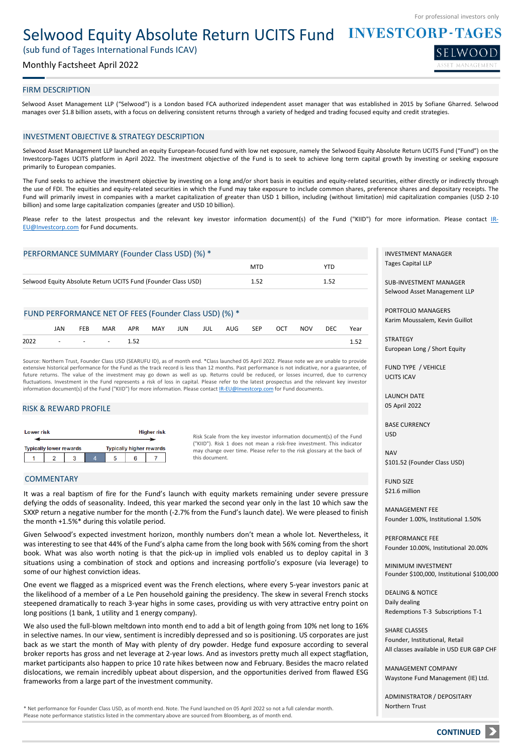For professional investors only

# Selwood Equity Absolute Return UCITS Fund

(sub fund of Tages International Funds ICAV)

Monthly Factsheet April 2022

INVESTCORP-TAGES

SELWOOD ASSET MANAGEMENT

## FIRM DESCRIPTION

Selwood Asset Management LLP ("Selwood") is a London based FCA authorized independent asset manager that was established in 2015 by Sofiane Gharred. Selwood manages over $1.8 billion assets, with a focus on delivering consistent returns through a variety of hedged and trading focused equity and credit strategies.

## INVESTMENT OBJECTIVE & STRATEGY DESCRIPTION

Selwood Asset Management LLP launched an equity European-focused fund with low net exposure, namely the Selwood Equity Absolute Return UCITS Fund ("Fund") on the Investcorp-Tages UCITS platform in April 2022. The investment objective of the Fund is to seek to achieve long term capital growth by investing or seeking exposure primarily to European companies.

The Fund seeks to achieve the investment objective by investing on a long and/or short basis in equities and equity-related securities, either directly or indirectly through the use of FDI. The equities and equity-related securities in which the Fund may take exposure to include common shares, preference shares and depositary receipts. The Fund will primarily invest in companies with a market capitalization of greater than USD 1 billion, including (without limitation) mid capitalization companies (USD 2-10 billion) and some large capitalization companies (greater and USD 10 billion).

Please refer to the latest prospectus and the relevant key investor information document(s) of the Fund ("KIID") for more information. Please contact IR-EU@Investcorp.com for Fund documents.

## PERFORMANCE SUMMARY (Founder Class USD) (%) *

| | MTD | YTD |
|---|---|---|
| Selwood Equity Absolute Return UCITS Fund (Founder Class USD) | 1.52 | 1.52 |

## FUND PERFORMANCE NET OF FEES (Founder Class USD) (%) *

| | JAN | FEB | MAR | APR | MAY | JUN | JUL | AUG | SEP | OCT | NOV | DEC | Year |
|---|---|---|---|---|---|---|---|---|---|---|---|---|---|
| 2022 | - | - | - | 1.52 | | | | | | | | | 1.52 |

Source: Northern Trust, Founder Class USD (SEARUFU ID), as of month end. *Class launched 05 April 2022. Please note we are unable to provide extensive historical performance for the Fund as the track record is less than 12 months. Past performance is not indicative, nor a guarantee, of future returns. The value of the investment may go down as well as up. Returns could be reduced, or losses incurred, due to currency fluctuations. Investment in the Fund represents a risk of loss in capital. Please refer to the latest prospectus and the relevant key investor information document(s) of the Fund ("KIID") for more information. Please contact IR-EU@Investcorp.com for Fund documents.

## RISK & REWARD PROFILE

| Lower risk / Typically lower rewards | | | | | | Higher risk / Typically higher rewards |
|---|---|---|---|---|---|---|
| 1 | 2 | 3 | **4** | 5 | 6 | 7 |

Risk Scale from the key investor information document(s) of the Fund ("KIID"). Risk 1 does not mean a risk-free investment. This indicator may change over time. Please refer to the risk glossary at the back of this document.

## COMMENTARY

It was a real baptism of fire for the Fund's launch with equity markets remaining under severe pressure defying the odds of seasonality. Indeed, this year marked the second year only in the last 10 which saw the SXXP return a negative number for the month (-2.7% from the Fund's launch date). We were pleased to finish the month +1.5%* during this volatile period.

Given Selwood's expected investment horizon, monthly numbers don't mean a whole lot. Nevertheless, it was interesting to see that 44% of the Fund's alpha came from the long book with 56% coming from the short book. What was also worth noting is that the pick-up in implied vols enabled us to deploy capital in 3 situations using a combination of stock and options and increasing portfolio's exposure (via leverage) to some of our highest conviction ideas.

One event we flagged as a mispriced event was the French elections, where every 5-year investors panic at the likelihood of a member of a Le Pen household gaining the presidency. The skew in several French stocks steepened dramatically to reach 3-year highs in some cases, providing us with very attractive entry point on long positions (1 bank, 1 utility and 1 energy company).

We also used the full-blown meltdown into month end to add a bit of length going from 10% net long to 16% in selective names. In our view, sentiment is incredibly depressed and so is positioning. US corporates are just back as we start the month of May with plenty of dry powder. Hedge fund exposure according to several broker reports has gross and net leverage at 2-year lows. And as investors pretty much all expect stagflation, market participants also happen to price 10 rate hikes between now and February. Besides the macro related dislocations, we remain incredibly upbeat about dispersion, and the opportunities derived from flawed ESG frameworks from a large part of the investment community.

\* Net performance for Founder Class USD, as of month end. Note. The Fund launched on 05 April 2022 so not a full calendar month.
Please note performance statistics listed in the commentary above are sourced from Bloomberg, as of month end.

INVESTMENT MANAGER
Tages Capital LLP

SUB-INVESTMENT MANAGER
Selwood Asset Management LLP

PORTFOLIO MANAGERS
Karim Moussalem, Kevin Guillot

STRATEGY
European Long / Short Equity

FUND TYPE / VEHICLE
UCITS ICAV

LAUNCH DATE
05 April 2022

BASE CURRENCY
USD

NAV
$101.52 (Founder Class USD)

FUND SIZE
$21.6 million

MANAGEMENT FEE
Founder 1.00%, Institutional 1.50%

PERFORMANCE FEE
Founder 10.00%, Institutional 20.00%

MINIMUM INVESTMENT
Founder $100,000, Institutional $100,000

DEALING & NOTICE
Daily dealing
Redemptions T-3 Subscriptions T-1

SHARE CLASSES
Founder, Institutional, Retail
All classes available in USD EUR GBP CHF

MANAGEMENT COMPANY
Waystone Fund Management (IE) Ltd.

ADMINISTRATOR / DEPOSITARY
Northern Trust

CONTINUED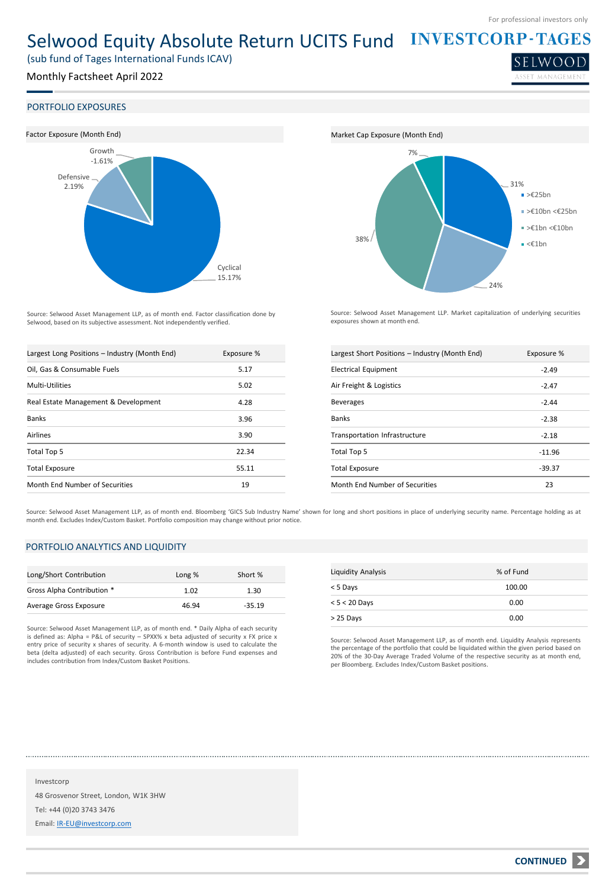For professional investors only

# Selwood Equity Absolute Return UCITS Fund

(sub fund of Tages International Funds ICAV)

Monthly Factsheet April 2022

## PORTFOLIO EXPOSURES

### Factor Exposure (Month End)

| Factor | Exposure |
|---|---|
| Growth | -1.61% |
| Defensive | 2.19% |
| Cyclical | 15.17% |

Source: Selwood Asset Management LLP, as of month end. Factor classification done by Selwood, based on its subjective assessment. Not independently verified.

### Market Cap Exposure (Month End)

| Market Cap | Exposure |
|---|---|
| >€25bn | 31% |
| >€10bn <€25bn | 24% |
| >€1bn <€10bn | 38% |
| <€1bn | 7% |

Source: Selwood Asset Management LLP. Market capitalization of underlying securities exposures shown at month end.

| Largest Long Positions – Industry (Month End) | Exposure % |
|---|---|
| Oil, Gas & Consumable Fuels | 5.17 |
| Multi-Utilities | 5.02 |
| Real Estate Management & Development | 4.28 |
| Banks | 3.96 |
| Airlines | 3.90 |
| Total Top 5 | 22.34 |
| Total Exposure | 55.11 |
| Month End Number of Securities | 19 |

| Largest Short Positions – Industry (Month End) | Exposure % |
|---|---|
| Electrical Equipment | -2.49 |
| Air Freight & Logistics | -2.47 |
| Beverages | -2.44 |
| Banks | -2.38 |
| Transportation Infrastructure | -2.18 |
| Total Top 5 | -11.96 |
| Total Exposure | -39.37 |
| Month End Number of Securities | 23 |

Source: Selwood Asset Management LLP, as of month end. Bloomberg 'GICS Sub Industry Name' shown for long and short positions in place of underlying security name. Percentage holding as at month end. Excludes Index/Custom Basket. Portfolio composition may change without prior notice.

## PORTFOLIO ANALYTICS AND LIQUIDITY

| Long/Short Contribution | Long % | Short % |
|---|---|---|
| Gross Alpha Contribution * | 1.02 | 1.30 |
| Average Gross Exposure | 46.94 | -35.19 |

Source: Selwood Asset Management LLP, as of month end. * Daily Alpha of each security is defined as: Alpha = P&L of security – SPXX% x beta adjusted of security x FX price x entry price of security x shares of security. A 6-month window is used to calculate the beta (delta adjusted) of each security. Gross Contribution is before Fund expenses and includes contribution from Index/Custom Basket Positions.

| Liquidity Analysis | % of Fund |
|---|---|
| < 5 Days | 100.00 |
| < 5 < 20 Days | 0.00 |
| > 25 Days | 0.00 |

Source: Selwood Asset Management LLP, as of month end. Liquidity Analysis represents the percentage of the portfolio that could be liquidated within the given period based on 20% of the 30-Day Average Traded Volume of the respective security as at month end, per Bloomberg. Excludes Index/Custom Basket positions.

Investcorp

48 Grosvenor Street, London, W1K 3HW

Tel: +44 (0)20 3743 3476

Email: IR-EU@investcorp.com

**CONTINUED**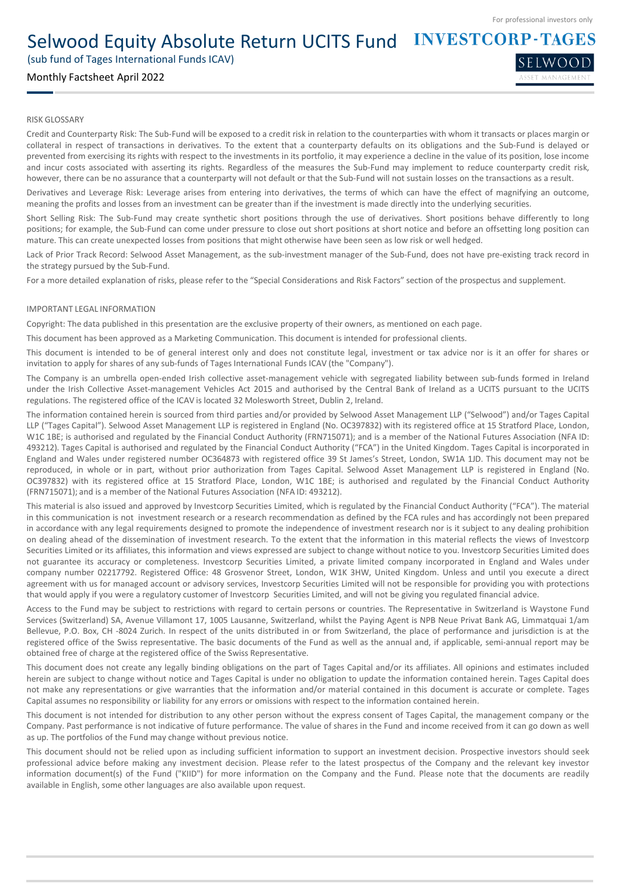RISK GLOSSARY

Credit and Counterparty Risk: The Sub-Fund will be exposed to a credit risk in relation to the counterparties with whom it transacts or places margin or collateral in respect of transactions in derivatives. To the extent that a counterparty defaults on its obligations and the Sub-Fund is delayed or prevented from exercising its rights with respect to the investments in its portfolio, it may experience a decline in the value of its position, lose income and incur costs associated with asserting its rights. Regardless of the measures the Sub-Fund may implement to reduce counterparty credit risk, however, there can be no assurance that a counterparty will not default or that the Sub-Fund will not sustain losses on the transactions as a result.

Derivatives and Leverage Risk: Leverage arises from entering into derivatives, the terms of which can have the effect of magnifying an outcome, meaning the profits and losses from an investment can be greater than if the investment is made directly into the underlying securities.

Short Selling Risk: The Sub-Fund may create synthetic short positions through the use of derivatives. Short positions behave differently to long positions; for example, the Sub-Fund can come under pressure to close out short positions at short notice and before an offsetting long position can mature. This can create unexpected losses from positions that might otherwise have been seen as low risk or well hedged.

Lack of Prior Track Record: Selwood Asset Management, as the sub-investment manager of the Sub-Fund, does not have pre-existing track record in the strategy pursued by the Sub-Fund.

For a more detailed explanation of risks, please refer to the "Special Considerations and Risk Factors" section of the prospectus and supplement.

IMPORTANT LEGAL INFORMATION

Copyright: The data published in this presentation are the exclusive property of their owners, as mentioned on each page.

This document has been approved as a Marketing Communication. This document is intended for professional clients.

This document is intended to be of general interest only and does not constitute legal, investment or tax advice nor is it an offer for shares or invitation to apply for shares of any sub-funds of Tages International Funds ICAV (the "Company").

The Company is an umbrella open-ended Irish collective asset-management vehicle with segregated liability between sub-funds formed in Ireland under the Irish Collective Asset-management Vehicles Act 2015 and authorised by the Central Bank of Ireland as a UCITS pursuant to the UCITS regulations. The registered office of the ICAV is located 32 Molesworth Street, Dublin 2, Ireland.

The information contained herein is sourced from third parties and/or provided by Selwood Asset Management LLP ("Selwood") and/or Tages Capital LLP ("Tages Capital"). Selwood Asset Management LLP is registered in England (No. OC397832) with its registered office at 15 Stratford Place, London, W1C 1BE; is authorised and regulated by the Financial Conduct Authority (FRN715071); and is a member of the National Futures Association (NFA ID: 493212). Tages Capital is authorised and regulated by the Financial Conduct Authority ("FCA") in the United Kingdom. Tages Capital is incorporated in England and Wales under registered number OC364873 with registered office 39 St James's Street, London, SW1A 1JD. This document may not be reproduced, in whole or in part, without prior authorization from Tages Capital. Selwood Asset Management LLP is registered in England (No. OC397832) with its registered office at 15 Stratford Place, London, W1C 1BE; is authorised and regulated by the Financial Conduct Authority (FRN715071); and is a member of the National Futures Association (NFA ID: 493212).

This material is also issued and approved by Investcorp Securities Limited, which is regulated by the Financial Conduct Authority ("FCA"). The material in this communication is not investment research or a research recommendation as defined by the FCA rules and has accordingly not been prepared in accordance with any legal requirements designed to promote the independence of investment research nor is it subject to any dealing prohibition on dealing ahead of the dissemination of investment research. To the extent that the information in this material reflects the views of Investcorp Securities Limited or its affiliates, this information and views expressed are subject to change without notice to you. Investcorp Securities Limited does not guarantee its accuracy or completeness. Investcorp Securities Limited, a private limited company incorporated in England and Wales under company number 02217792. Registered Office: 48 Grosvenor Street, London, W1K 3HW, United Kingdom. Unless and until you execute a direct agreement with us for managed account or advisory services, Investcorp Securities Limited will not be responsible for providing you with protections that would apply if you were a regulatory customer of Investcorp Securities Limited, and will not be giving you regulated financial advice.

Access to the Fund may be subject to restrictions with regard to certain persons or countries. The Representative in Switzerland is Waystone Fund Services (Switzerland) SA, Avenue Villamont 17, 1005 Lausanne, Switzerland, whilst the Paying Agent is NPB Neue Privat Bank AG, Limmatquai 1/am Bellevue, P.O. Box, CH -8024 Zurich. In respect of the units distributed in or from Switzerland, the place of performance and jurisdiction is at the registered office of the Swiss representative. The basic documents of the Fund as well as the annual and, if applicable, semi-annual report may be obtained free of charge at the registered office of the Swiss Representative.

This document does not create any legally binding obligations on the part of Tages Capital and/or its affiliates. All opinions and estimates included herein are subject to change without notice and Tages Capital is under no obligation to update the information contained herein. Tages Capital does not make any representations or give warranties that the information and/or material contained in this document is accurate or complete. Tages Capital assumes no responsibility or liability for any errors or omissions with respect to the information contained herein.

This document is not intended for distribution to any other person without the express consent of Tages Capital, the management company or the Company. Past performance is not indicative of future performance. The value of shares in the Fund and income received from it can go down as well as up. The portfolios of the Fund may change without previous notice.

This document should not be relied upon as including sufficient information to support an investment decision. Prospective investors should seek professional advice before making any investment decision. Please refer to the latest prospectus of the Company and the relevant key investor information document(s) of the Fund ("KIID") for more information on the Company and the Fund. Please note that the documents are readily available in English, some other languages are also available upon request.